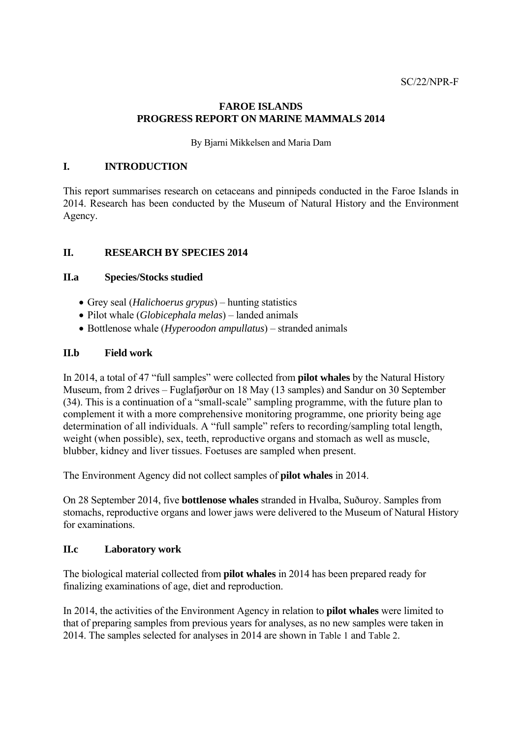SC/22/NPR-F

# FAROE ISLANDS
# PROGRESS REPORT ON MARINE MAMMALS 2014

By Bjarni Mikkelsen and Maria Dam

## I. INTRODUCTION

This report summarises research on cetaceans and pinnipeds conducted in the Faroe Islands in 2014. Research has been conducted by the Museum of Natural History and the Environment Agency.

## II. RESEARCH BY SPECIES 2014

### II.a Species/Stocks studied

- Grey seal (*Halichoerus grypus*) – hunting statistics
- Pilot whale (*Globicephala melas*) – landed animals
- Bottlenose whale (*Hyperoodon ampullatus*) – stranded animals

### II.b Field work

In 2014, a total of 47 "full samples" were collected from **pilot whales** by the Natural History Museum, from 2 drives – Fuglafjørður on 18 May (13 samples) and Sandur on 30 September (34). This is a continuation of a "small-scale" sampling programme, with the future plan to complement it with a more comprehensive monitoring programme, one priority being age determination of all individuals. A "full sample" refers to recording/sampling total length, weight (when possible), sex, teeth, reproductive organs and stomach as well as muscle, blubber, kidney and liver tissues. Foetuses are sampled when present.

The Environment Agency did not collect samples of **pilot whales** in 2014.

On 28 September 2014, five **bottlenose whales** stranded in Hvalba, Suðuroy. Samples from stomachs, reproductive organs and lower jaws were delivered to the Museum of Natural History for examinations.

### II.c Laboratory work

The biological material collected from **pilot whales** in 2014 has been prepared ready for finalizing examinations of age, diet and reproduction.

In 2014, the activities of the Environment Agency in relation to **pilot whales** were limited to that of preparing samples from previous years for analyses, as no new samples were taken in 2014. The samples selected for analyses in 2014 are shown in Table 1 and Table 2.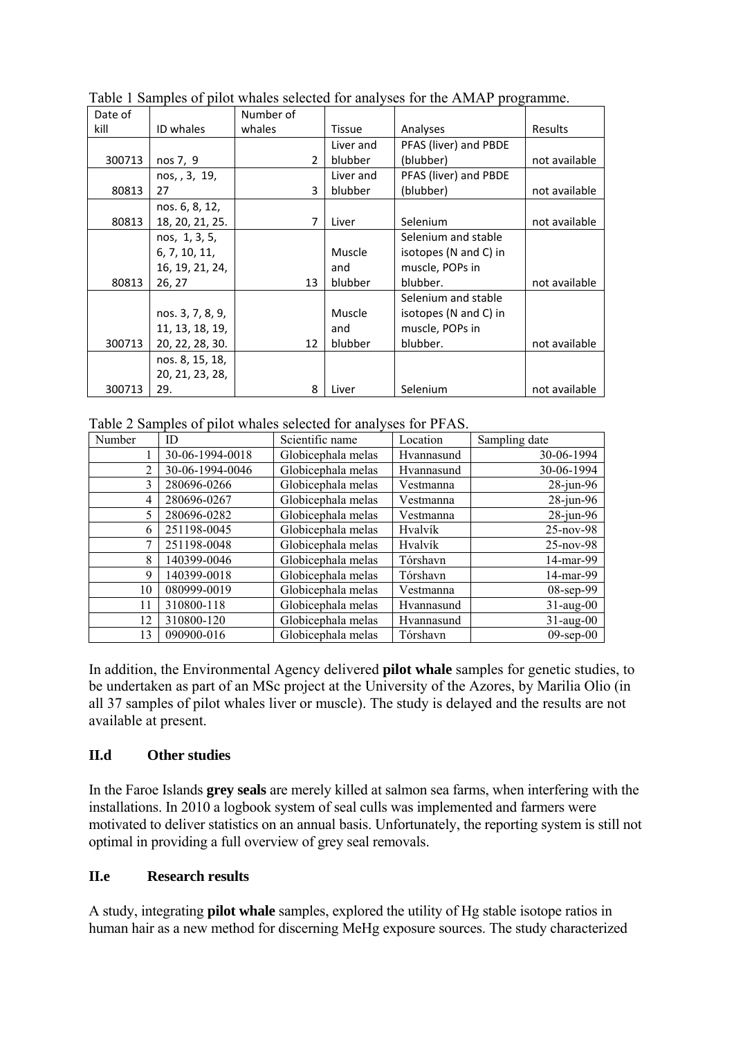Table 1 Samples of pilot whales selected for analyses for the AMAP programme.

| Date of kill | ID whales | Number of whales | Tissue | Analyses | Results |
|---|---|---|---|---|---|
| 300713 | nos 7, 9 | 2 | Liver and blubber | PFAS (liver) and PBDE (blubber) | not available |
| 80813 | nos, , 3, 19, 27 | 3 | Liver and blubber | PFAS (liver) and PBDE (blubber) | not available |
| 80813 | nos. 6, 8, 12, 18, 20, 21, 25. | 7 | Liver | Selenium | not available |
| 80813 | nos, 1, 3, 5, 6, 7, 10, 11, 16, 19, 21, 24, 26, 27 | 13 | Muscle and blubber | Selenium and stable isotopes (N and C) in muscle, POPs in blubber. | not available |
| 300713 | nos. 3, 7, 8, 9, 11, 13, 18, 19, 20, 22, 28, 30. | 12 | Muscle and blubber | Selenium and stable isotopes (N and C) in muscle, POPs in blubber. | not available |
| 300713 | nos. 8, 15, 18, 20, 21, 23, 28, 29. | 8 | Liver | Selenium | not available |

Table 2 Samples of pilot whales selected for analyses for PFAS.

| Number | ID | Scientific name | Location | Sampling date |
|---|---|---|---|---|
| 1 | 30-06-1994-0018 | Globicephala melas | Hvannasund | 30-06-1994 |
| 2 | 30-06-1994-0046 | Globicephala melas | Hvannasund | 30-06-1994 |
| 3 | 280696-0266 | Globicephala melas | Vestmanna | 28-jun-96 |
| 4 | 280696-0267 | Globicephala melas | Vestmanna | 28-jun-96 |
| 5 | 280696-0282 | Globicephala melas | Vestmanna | 28-jun-96 |
| 6 | 251198-0045 | Globicephala melas | Hvalvík | 25-nov-98 |
| 7 | 251198-0048 | Globicephala melas | Hvalvík | 25-nov-98 |
| 8 | 140399-0046 | Globicephala melas | Tórshavn | 14-mar-99 |
| 9 | 140399-0018 | Globicephala melas | Tórshavn | 14-mar-99 |
| 10 | 080999-0019 | Globicephala melas | Vestmanna | 08-sep-99 |
| 11 | 310800-118 | Globicephala melas | Hvannasund | 31-aug-00 |
| 12 | 310800-120 | Globicephala melas | Hvannasund | 31-aug-00 |
| 13 | 090900-016 | Globicephala melas | Tórshavn | 09-sep-00 |

In addition, the Environmental Agency delivered **pilot whale** samples for genetic studies, to be undertaken as part of an MSc project at the University of the Azores, by Marilia Olio (in all 37 samples of pilot whales liver or muscle). The study is delayed and the results are not available at present.

## II.d Other studies

In the Faroe Islands **grey seals** are merely killed at salmon sea farms, when interfering with the installations. In 2010 a logbook system of seal culls was implemented and farmers were motivated to deliver statistics on an annual basis. Unfortunately, the reporting system is still not optimal in providing a full overview of grey seal removals.

## II.e Research results

A study, integrating **pilot whale** samples, explored the utility of Hg stable isotope ratios in human hair as a new method for discerning MeHg exposure sources. The study characterized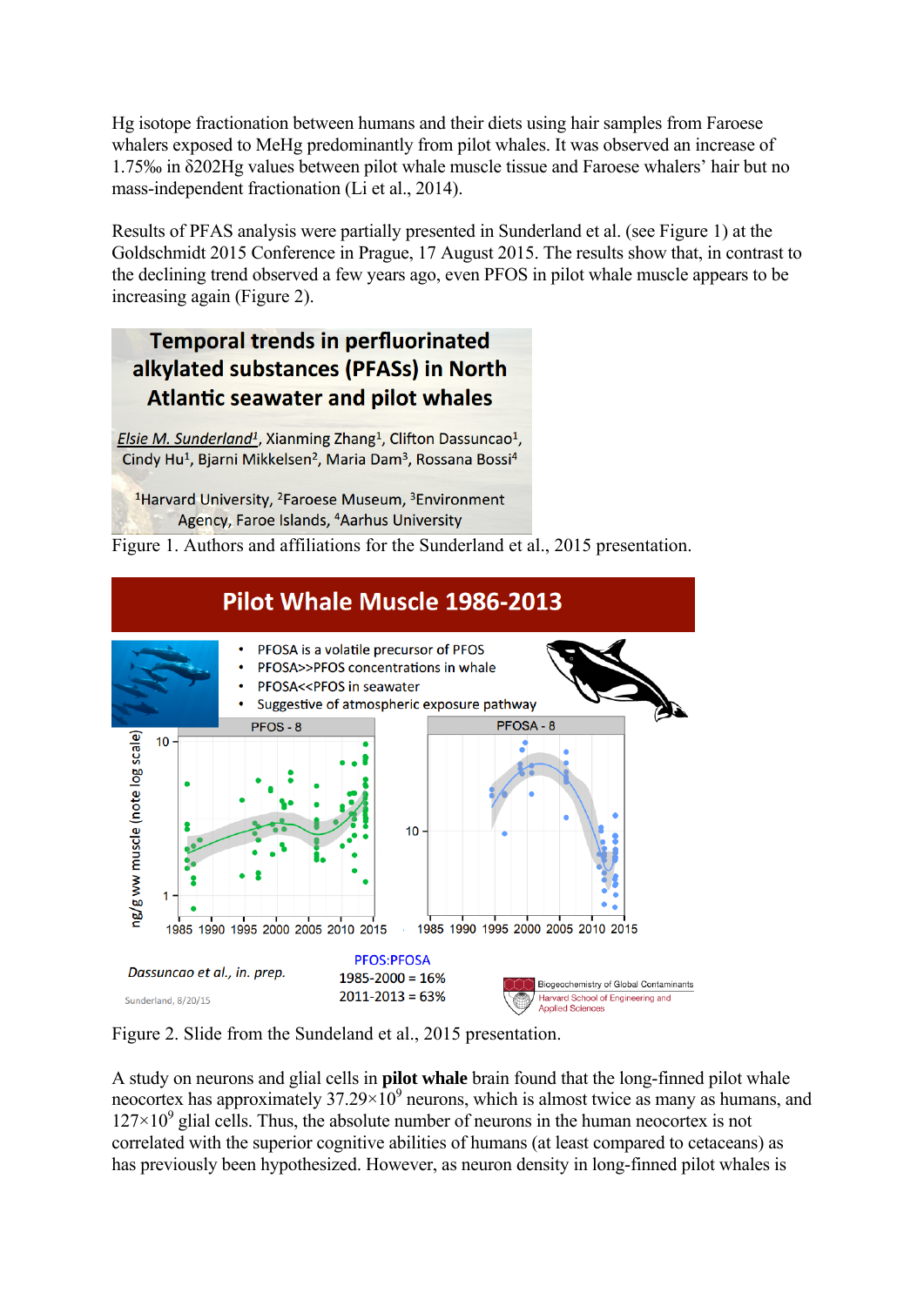Hg isotope fractionation between humans and their diets using hair samples from Faroese whalers exposed to MeHg predominantly from pilot whales. It was observed an increase of 1.75‰ in $\delta^{202}$Hg values between pilot whale muscle tissue and Faroese whalers' hair but no mass-independent fractionation (Li et al., 2014).

Results of PFAS analysis were partially presented in Sunderland et al. (see Figure 1) at the Goldschmidt 2015 Conference in Prague, 17 August 2015. The results show that, in contrast to the declining trend observed a few years ago, even PFOS in pilot whale muscle appears to be increasing again (Figure 2).

Figure 1. Authors and affiliations for the Sunderland et al., 2015 presentation.

Figure 2. Slide from the Sundeland et al., 2015 presentation.

A study on neurons and glial cells in **pilot whale** brain found that the long-finned pilot whale neocortex has approximately $37.29\times10^{9}$ neurons, which is almost twice as many as humans, and $127\times10^{9}$ glial cells. Thus, the absolute number of neurons in the human neocortex is not correlated with the superior cognitive abilities of humans (at least compared to cetaceans) as has previously been hypothesized. However, as neuron density in long-finned pilot whales is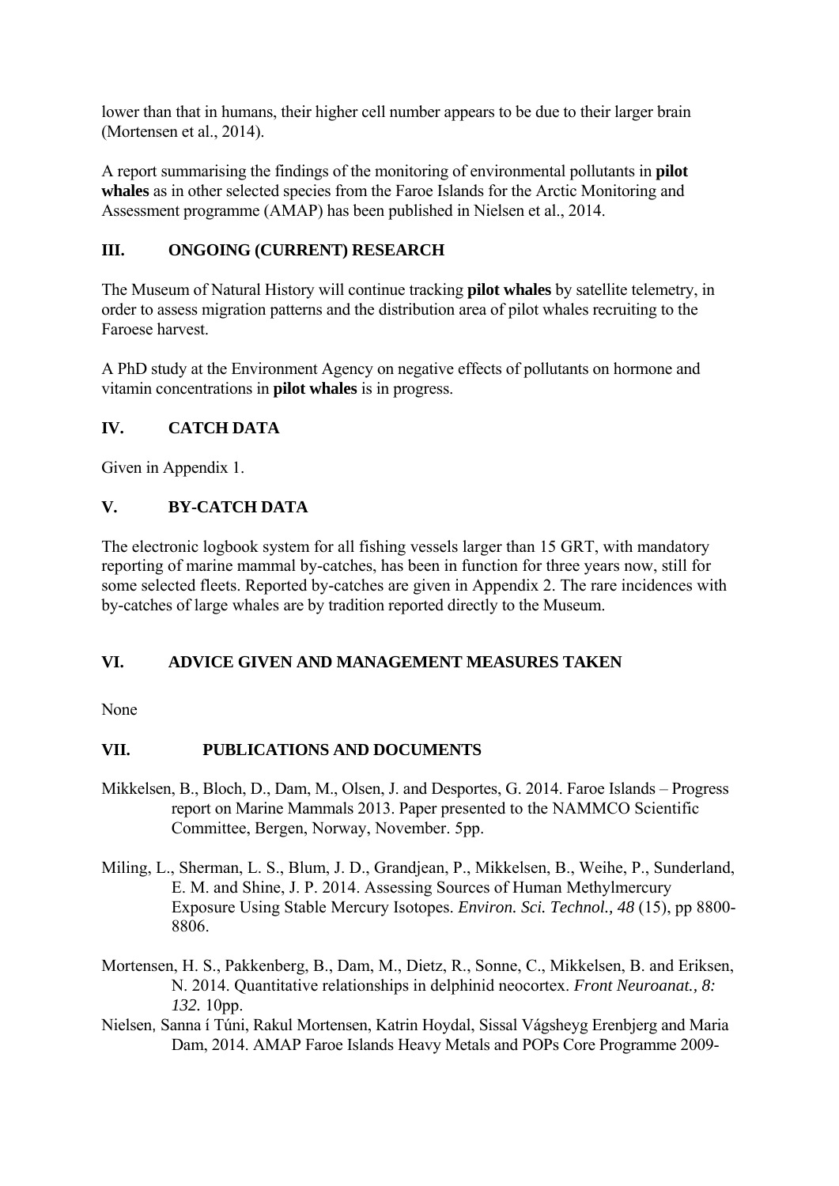lower than that in humans, their higher cell number appears to be due to their larger brain (Mortensen et al., 2014).

A report summarising the findings of the monitoring of environmental pollutants in **pilot whales** as in other selected species from the Faroe Islands for the Arctic Monitoring and Assessment programme (AMAP) has been published in Nielsen et al., 2014.

## III. ONGOING (CURRENT) RESEARCH

The Museum of Natural History will continue tracking **pilot whales** by satellite telemetry, in order to assess migration patterns and the distribution area of pilot whales recruiting to the Faroese harvest.

A PhD study at the Environment Agency on negative effects of pollutants on hormone and vitamin concentrations in **pilot whales** is in progress.

## IV. CATCH DATA

Given in Appendix 1.

## V. BY-CATCH DATA

The electronic logbook system for all fishing vessels larger than 15 GRT, with mandatory reporting of marine mammal by-catches, has been in function for three years now, still for some selected fleets. Reported by-catches are given in Appendix 2. The rare incidences with by-catches of large whales are by tradition reported directly to the Museum.

## VI. ADVICE GIVEN AND MANAGEMENT MEASURES TAKEN

None

## VII. PUBLICATIONS AND DOCUMENTS

Mikkelsen, B., Bloch, D., Dam, M., Olsen, J. and Desportes, G. 2014. Faroe Islands – Progress report on Marine Mammals 2013. Paper presented to the NAMMCO Scientific Committee, Bergen, Norway, November. 5pp.

Miling, L., Sherman, L. S., Blum, J. D., Grandjean, P., Mikkelsen, B., Weihe, P., Sunderland, E. M. and Shine, J. P. 2014. Assessing Sources of Human Methylmercury Exposure Using Stable Mercury Isotopes. *Environ. Sci. Technol., 48* (15), pp 8800-8806.

Mortensen, H. S., Pakkenberg, B., Dam, M., Dietz, R., Sonne, C., Mikkelsen, B. and Eriksen, N. 2014. Quantitative relationships in delphinid neocortex. *Front Neuroanat., 8: 132.* 10pp.

Nielsen, Sanna í Túni, Rakul Mortensen, Katrin Hoydal, Sissal Vágsheyg Erenbjerg and Maria Dam, 2014. AMAP Faroe Islands Heavy Metals and POPs Core Programme 2009-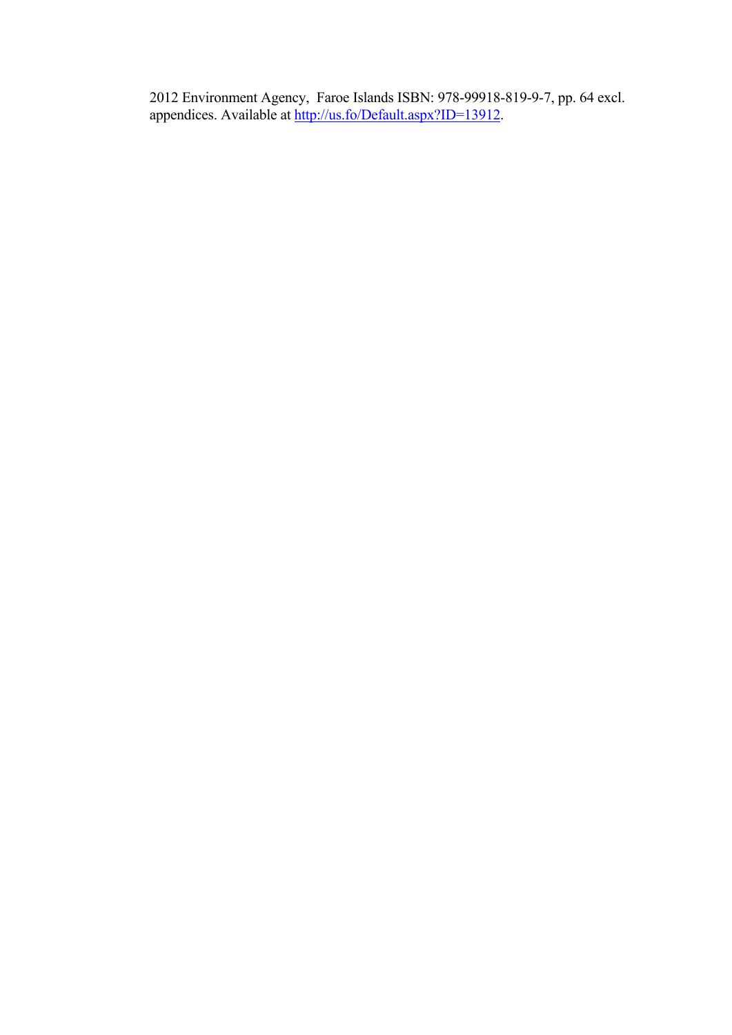2012 Environment Agency, Faroe Islands ISBN: 978-99918-819-9-7, pp. 64 excl. appendices. Available at [http://us.fo/Default.aspx?ID=13912](http://us.fo/Default.aspx?ID=13912).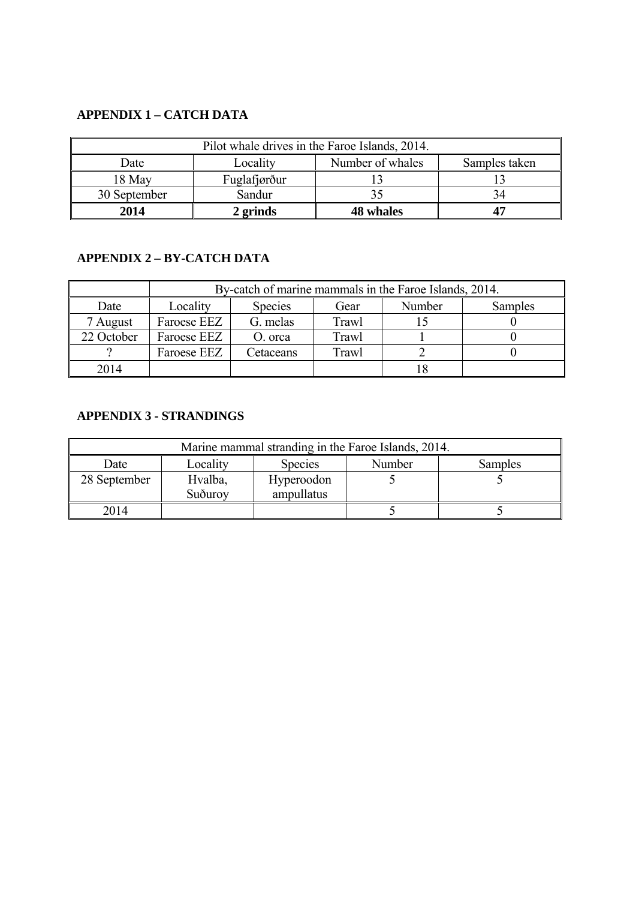**APPENDIX 1 – CATCH DATA**

| Pilot whale drives in the Faroe Islands, 2014. | | | |
|---|---|---|---|
| Date | Locality | Number of whales | Samples taken |
| 18 May | Fuglafjørður | 13 | 13 |
| 30 September | Sandur | 35 | 34 |
| **2014** | **2 grinds** | **48 whales** | **47** |

**APPENDIX 2 – BY-CATCH DATA**

| | By-catch of marine mammals in the Faroe Islands, 2014. | | | | |
|---|---|---|---|---|---|
| Date | Locality | Species | Gear | Number | Samples |
| 7 August | Faroese EEZ | G. melas | Trawl | 15 | 0 |
| 22 October | Faroese EEZ | O. orca | Trawl | 1 | 0 |
| ? | Faroese EEZ | Cetaceans | Trawl | 2 | 0 |
| 2014 | | | | 18 | |

**APPENDIX 3 - STRANDINGS**

| Marine mammal stranding in the Faroe Islands, 2014. | | | | |
|---|---|---|---|---|
| Date | Locality | Species | Number | Samples |
| 28 September | Hvalba, Suðuroy | Hyperoodon ampullatus | 5 | 5 |
| 2014 | | | 5 | 5 |